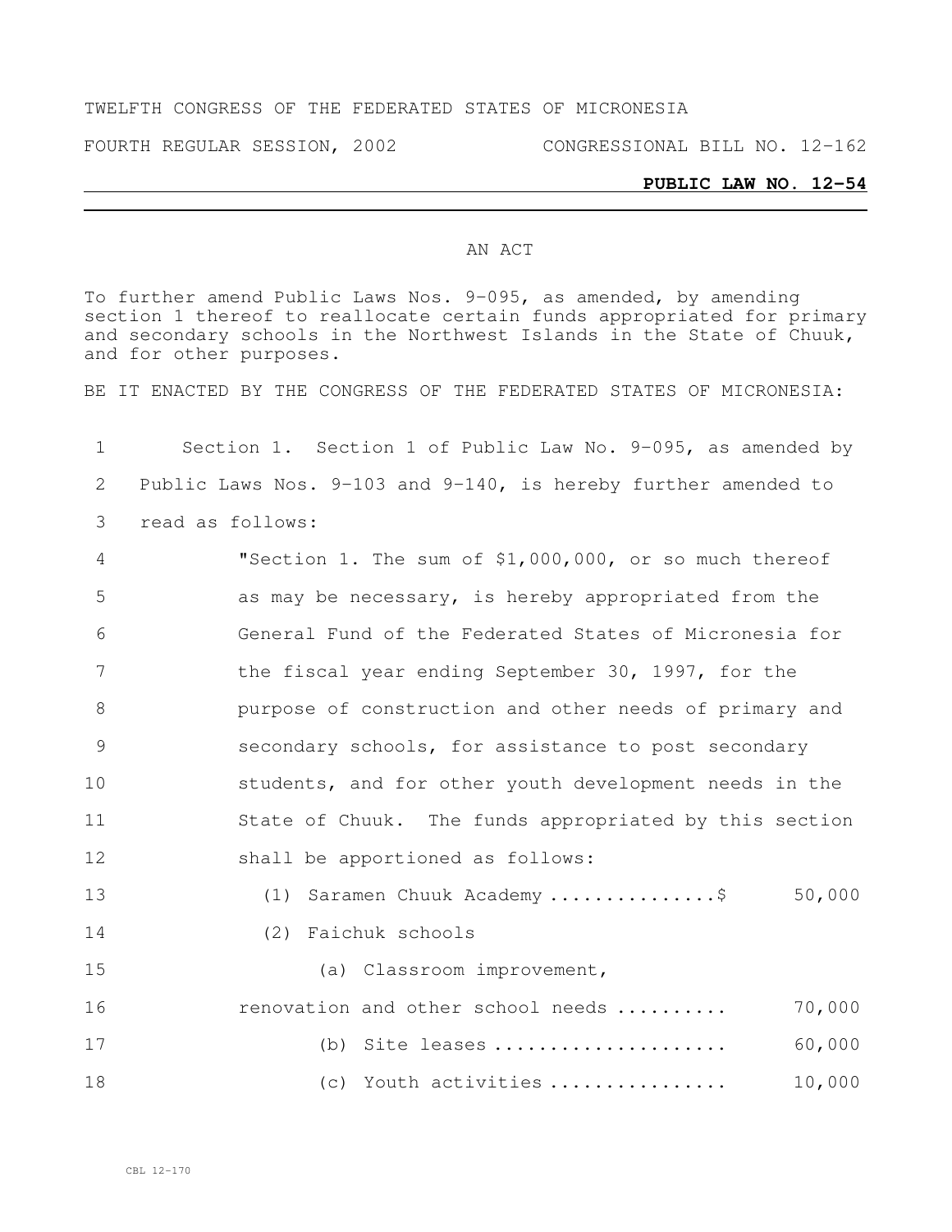TWELFTH CONGRESS OF THE FEDERATED STATES OF MICRONESIA

FOURTH REGULAR SESSION, 2002 CONGRESSIONAL BILL NO. 12-162

**PUBLIC LAW NO. 12-54**

AN ACT

To further amend Public Laws Nos. 9-095, as amended, by amending section 1 thereof to reallocate certain funds appropriated for primary and secondary schools in the Northwest Islands in the State of Chuuk, and for other purposes.

BE IT ENACTED BY THE CONGRESS OF THE FEDERATED STATES OF MICRONESIA:

Section 1. Section 1 of Public Law No. 9-095, as amended by Public Laws Nos. 9-103 and 9-140, is hereby further amended to read as follows:

"Section 1. The sum of $1,000,000, or so much thereof as may be necessary, is hereby appropriated from the General Fund of the Federated States of Micronesia for the fiscal year ending September 30, 1997, for the purpose of construction and other needs of primary and secondary schools, for assistance to post secondary students, and for other youth development needs in the State of Chuuk. The funds appropriated by this section shall be apportioned as follows:

(1) Saramen Chuuk Academy ............... $ 50,000

(2) Faichuk schools

(a) Classroom improvement, renovation and other school needs .......... 70,000

(b) Site leases ..................... 60,000

(c) Youth activities ................ 10,000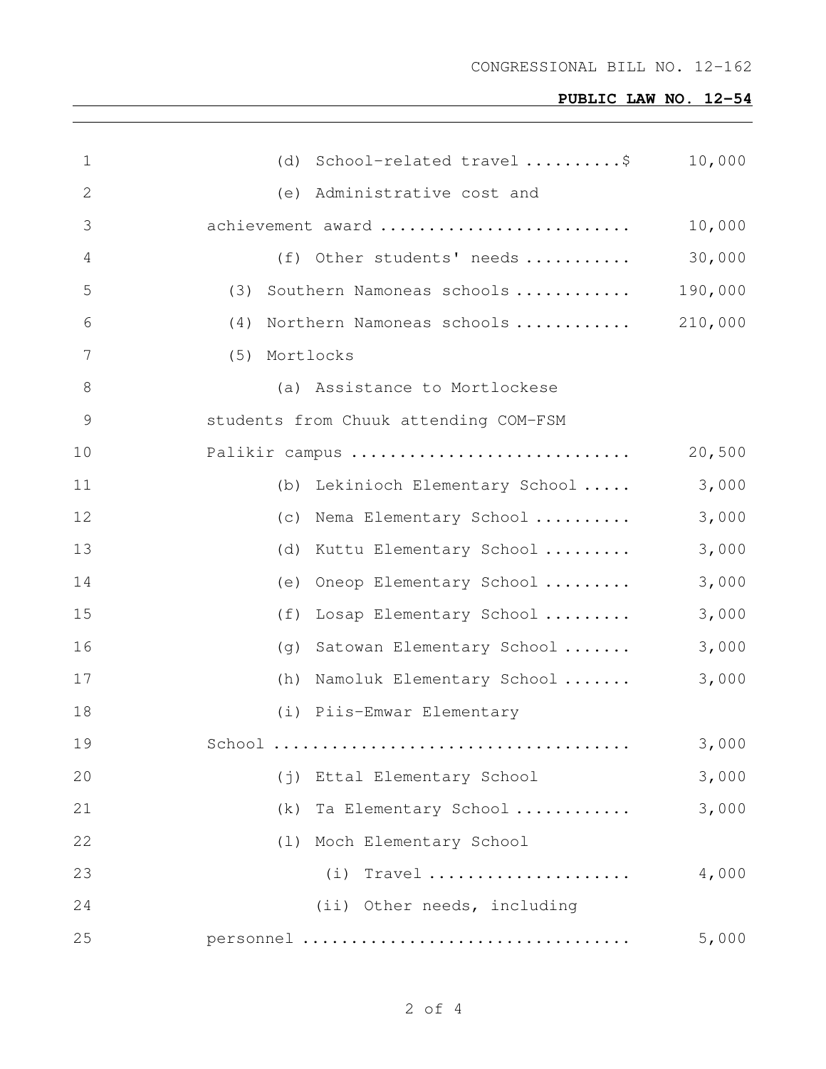| | |
|---|---|
| (d) School-related travel ..........$ | 10,000 |
| (e) Administrative cost and achievement award .......................... | 10,000 |
| (f) Other students' needs ........... | 30,000 |
| (3) Southern Namoneas schools ............ | 190,000 |
| (4) Northern Namoneas schools ............ | 210,000 |
| (5) Mortlocks | |
| (a) Assistance to Mortlockese students from Chuuk attending COM-FSM Palikir campus ............................ | 20,500 |
| (b) Lekinioch Elementary School ..... | 3,000 |
| (c) Nema Elementary School .......... | 3,000 |
| (d) Kuttu Elementary School ......... | 3,000 |
| (e) Oneop Elementary School ......... | 3,000 |
| (f) Losap Elementary School ......... | 3,000 |
| (g) Satowan Elementary School ....... | 3,000 |
| (h) Namoluk Elementary School ....... | 3,000 |
| (i) Piis-Emwar Elementary School ................................... | 3,000 |
| (j) Ettal Elementary School | 3,000 |
| (k) Ta Elementary School ............ | 3,000 |
| (l) Moch Elementary School | |
| (i) Travel ..................... | 4,000 |
| (ii) Other needs, including personnel ................................ | 5,000 |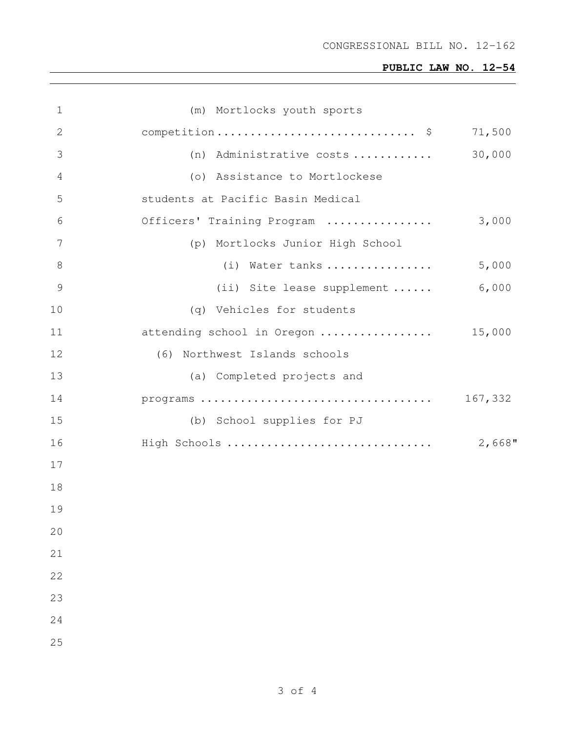CONGRESSIONAL BILL NO. 12-162

**PUBLIC LAW NO. 12-54**

(m) Mortlocks youth sports competition............................ $ 71,500

(n) Administrative costs ............ 30,000

(o) Assistance to Mortlockese students at Pacific Basin Medical Officers' Training Program ................ 3,000

(p) Mortlocks Junior High School

(i) Water tanks ................ 5,000

(ii) Site lease supplement ...... 6,000

(q) Vehicles for students attending school in Oregon ................. 15,000

(6) Northwest Islands schools

(a) Completed projects and programs .................................. 167,332

(b) School supplies for PJ High Schools .............................. 2,668"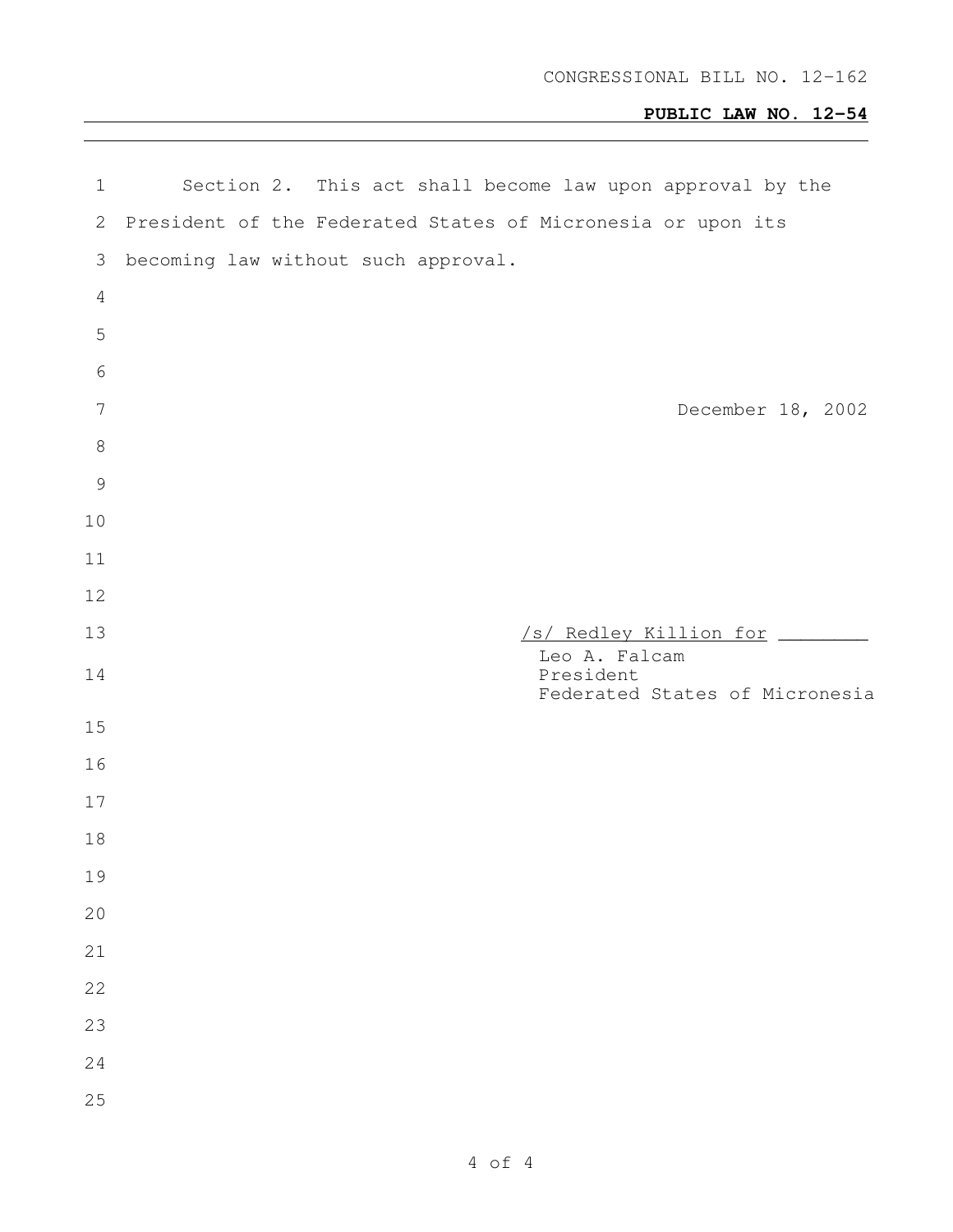CONGRESSIONAL BILL NO. 12-162

**PUBLIC LAW NO. 12-54**

Section 2. This act shall become law upon approval by the President of the Federated States of Micronesia or upon its becoming law without such approval.

December 18, 2002

/s/ Redley Killion for ________
Leo A. Falcam
President
Federated States of Micronesia